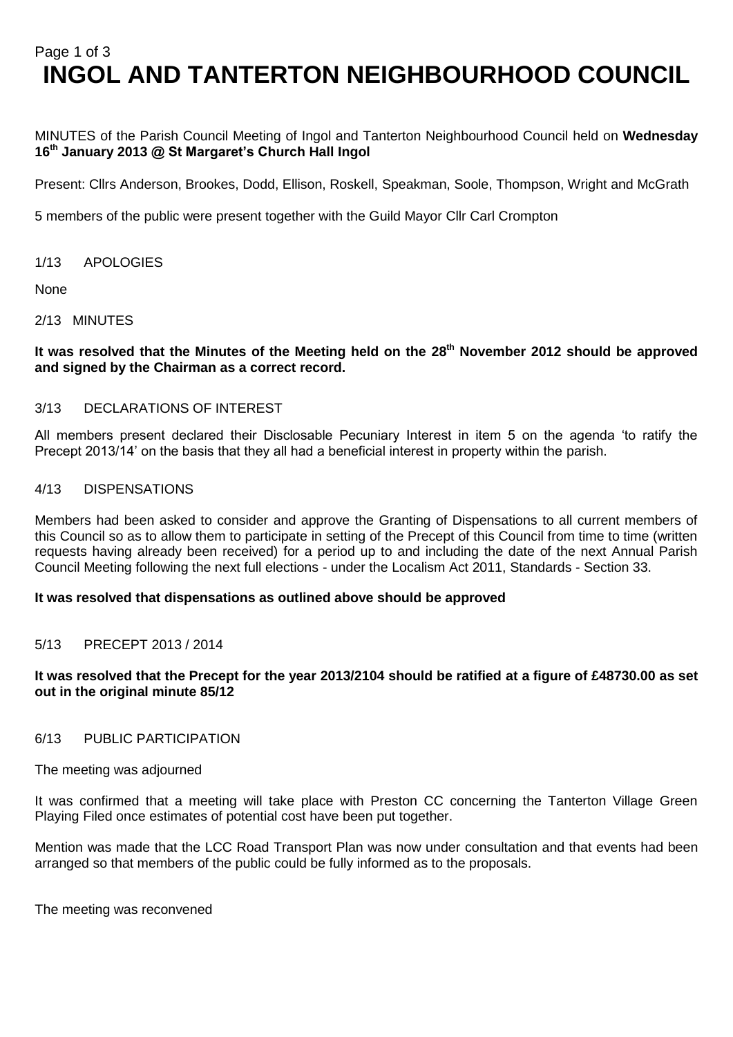# INGOL AND TANTERTON NEIGHBOURHOOD COUNCIL

MINUTES of the Parish Council Meeting of Ingol and Tanterton Neighbourhood Council held on **Wednesday 16th January 2013 @ St Margaret's Church Hall Ingol**

Present: Cllrs Anderson, Brookes, Dodd, Ellison, Roskell, Speakman, Soole, Thompson, Wright and McGrath

5 members of the public were present together with the Guild Mayor Cllr Carl Crompton

1/13 APOLOGIES

None

2/13 MINUTES

**It was resolved that the Minutes of the Meeting held on the 28th November 2012 should be approved and signed by the Chairman as a correct record.**

3/13 DECLARATIONS OF INTEREST

All members present declared their Disclosable Pecuniary Interest in item 5 on the agenda 'to ratify the Precept 2013/14' on the basis that they all had a beneficial interest in property within the parish.

4/13 DISPENSATIONS

Members had been asked to consider and approve the Granting of Dispensations to all current members of this Council so as to allow them to participate in setting of the Precept of this Council from time to time (written requests having already been received) for a period up to and including the date of the next Annual Parish Council Meeting following the next full elections - under the Localism Act 2011, Standards - Section 33.

**It was resolved that dispensations as outlined above should be approved**

5/13 PRECEPT 2013 / 2014

**It was resolved that the Precept for the year 2013/2104 should be ratified at a figure of £48730.00 as set out in the original minute 85/12**

6/13 PUBLIC PARTICIPATION

The meeting was adjourned

It was confirmed that a meeting will take place with Preston CC concerning the Tanterton Village Green Playing Filed once estimates of potential cost have been put together.

Mention was made that the LCC Road Transport Plan was now under consultation and that events had been arranged so that members of the public could be fully informed as to the proposals.

The meeting was reconvened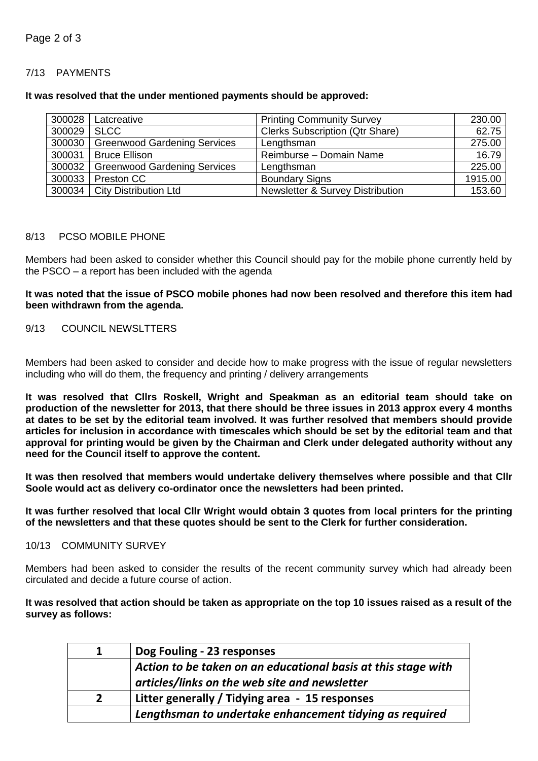## 7/13 PAYMENTS

**It was resolved that the under mentioned payments should be approved:**

| | | | |
|---|---|---|---|
| 300028 | Latcreative | Printing Community Survey | 230.00 |
| 300029 | SLCC | Clerks Subscription (Qtr Share) | 62.75 |
| 300030 | Greenwood Gardening Services | Lengthsman | 275.00 |
| 300031 | Bruce Ellison | Reimburse – Domain Name | 16.79 |
| 300032 | Greenwood Gardening Services | Lengthsman | 225.00 |
| 300033 | Preston CC | Boundary Signs | 1915.00 |
| 300034 | City Distribution Ltd | Newsletter & Survey Distribution | 153.60 |

## 8/13 PCSO MOBILE PHONE

Members had been asked to consider whether this Council should pay for the mobile phone currently held by the PSCO – a report has been included with the agenda

**It was noted that the issue of PSCO mobile phones had now been resolved and therefore this item had been withdrawn from the agenda.**

## 9/13 COUNCIL NEWSLTTERS

Members had been asked to consider and decide how to make progress with the issue of regular newsletters including who will do them, the frequency and printing / delivery arrangements

**It was resolved that Cllrs Roskell, Wright and Speakman as an editorial team should take on production of the newsletter for 2013, that there should be three issues in 2013 approx every 4 months at dates to be set by the editorial team involved. It was further resolved that members should provide articles for inclusion in accordance with timescales which should be set by the editorial team and that approval for printing would be given by the Chairman and Clerk under delegated authority without any need for the Council itself to approve the content.**

**It was then resolved that members would undertake delivery themselves where possible and that Cllr Soole would act as delivery co-ordinator once the newsletters had been printed.**

**It was further resolved that local Cllr Wright would obtain 3 quotes from local printers for the printing of the newsletters and that these quotes should be sent to the Clerk for further consideration.**

## 10/13 COMMUNITY SURVEY

Members had been asked to consider the results of the recent community survey which had already been circulated and decide a future course of action.

**It was resolved that action should be taken as appropriate on the top 10 issues raised as a result of the survey as follows:**

| | |
|---|---|
| **1** | **Dog Fouling - 23 responses** |
| | ***Action to be taken on an educational basis at this stage with articles/links on the web site and newsletter*** |
| **2** | **Litter generally / Tidying area - 15 responses** |
| | ***Lengthsman to undertake enhancement tidying as required*** |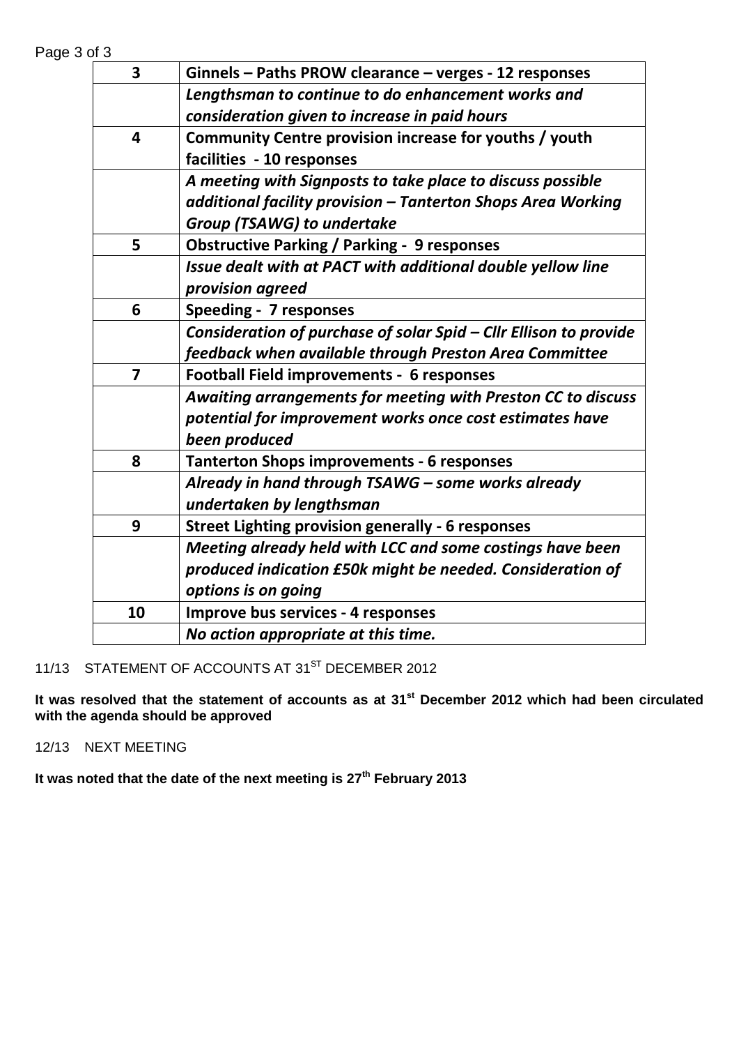| | |
|---|---|
| **3** | **Ginnels – Paths PROW clearance – verges - 12 responses** |
| | ***Lengthsman to continue to do enhancement works and consideration given to increase in paid hours*** |
| **4** | **Community Centre provision increase for youths / youth facilities - 10 responses** |
| | ***A meeting with Signposts to take place to discuss possible additional facility provision – Tanterton Shops Area Working Group (TSAWG) to undertake*** |
| **5** | **Obstructive Parking / Parking - 9 responses** |
| | ***Issue dealt with at PACT with additional double yellow line provision agreed*** |
| **6** | **Speeding - 7 responses** |
| | ***Consideration of purchase of solar Spid – Cllr Ellison to provide feedback when available through Preston Area Committee*** |
| **7** | **Football Field improvements - 6 responses** |
| | ***Awaiting arrangements for meeting with Preston CC to discuss potential for improvement works once cost estimates have been produced*** |
| **8** | **Tanterton Shops improvements - 6 responses** |
| | ***Already in hand through TSAWG – some works already undertaken by lengthsman*** |
| **9** | **Street Lighting provision generally - 6 responses** |
| | ***Meeting already held with LCC and some costings have been produced indication £50k might be needed. Consideration of options is on going*** |
| **10** | **Improve bus services - 4 responses** |
| | ***No action appropriate at this time.*** |

11/13 STATEMENT OF ACCOUNTS AT 31ST DECEMBER 2012

**It was resolved that the statement of accounts as at 31st December 2012 which had been circulated with the agenda should be approved**

12/13 NEXT MEETING

**It was noted that the date of the next meeting is 27th February 2013**